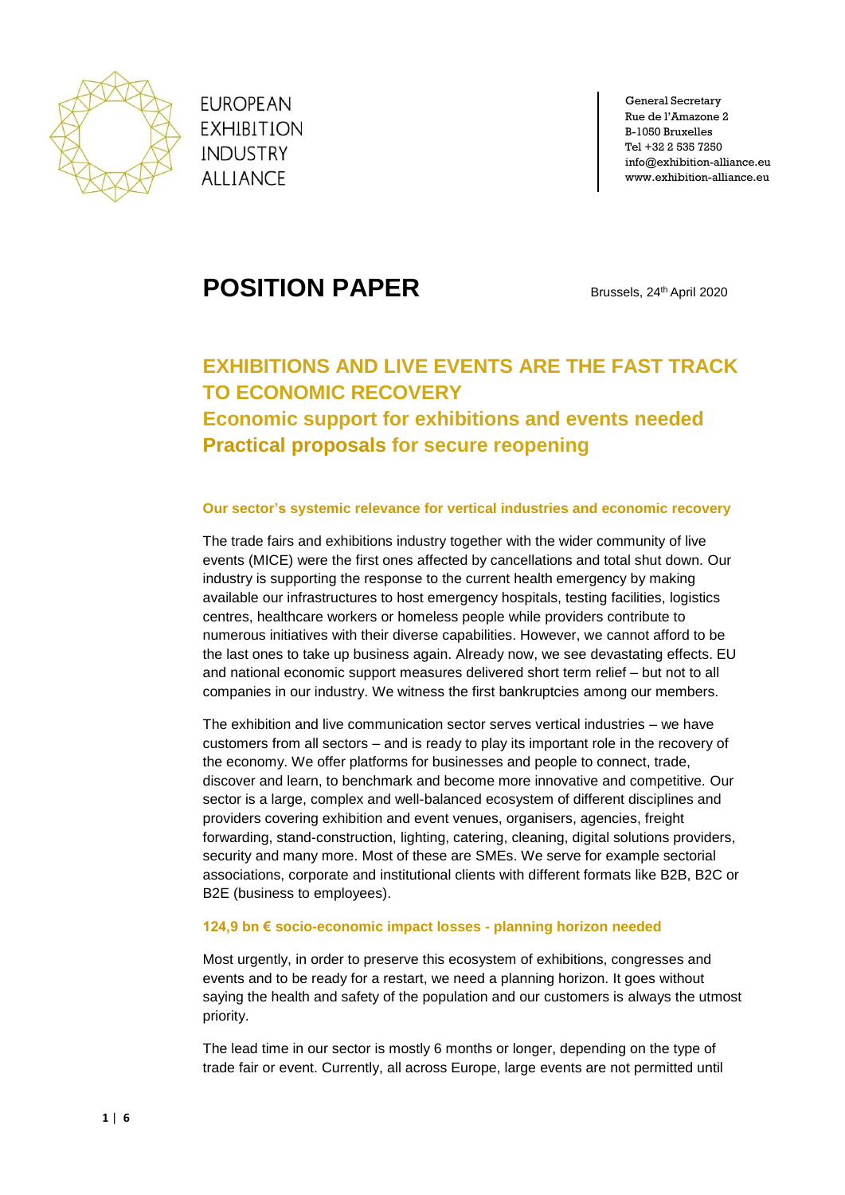EUROPEAN EXHIBITION INDUSTRY ALLIANCE

General Secretary
Rue de l'Amazone 2
B-1050 Bruxelles
Tel +32 2 535 7250
info@exhibition-alliance.eu
www.exhibition-alliance.eu

# POSITION PAPER

Brussels, 24th April 2020

## EXHIBITIONS AND LIVE EVENTS ARE THE FAST TRACK TO ECONOMIC RECOVERY
## Economic support for exhibitions and events needed
## Practical proposals for secure reopening

### Our sector's systemic relevance for vertical industries and economic recovery

The trade fairs and exhibitions industry together with the wider community of live events (MICE) were the first ones affected by cancellations and total shut down. Our industry is supporting the response to the current health emergency by making available our infrastructures to host emergency hospitals, testing facilities, logistics centres, healthcare workers or homeless people while providers contribute to numerous initiatives with their diverse capabilities. However, we cannot afford to be the last ones to take up business again. Already now, we see devastating effects. EU and national economic support measures delivered short term relief – but not to all companies in our industry. We witness the first bankruptcies among our members.

The exhibition and live communication sector serves vertical industries – we have customers from all sectors – and is ready to play its important role in the recovery of the economy. We offer platforms for businesses and people to connect, trade, discover and learn, to benchmark and become more innovative and competitive. Our sector is a large, complex and well-balanced ecosystem of different disciplines and providers covering exhibition and event venues, organisers, agencies, freight forwarding, stand-construction, lighting, catering, cleaning, digital solutions providers, security and many more. Most of these are SMEs. We serve for example sectorial associations, corporate and institutional clients with different formats like B2B, B2C or B2E (business to employees).

### 124,9 bn € socio-economic impact losses - planning horizon needed

Most urgently, in order to preserve this ecosystem of exhibitions, congresses and events and to be ready for a restart, we need a planning horizon. It goes without saying the health and safety of the population and our customers is always the utmost priority.

The lead time in our sector is mostly 6 months or longer, depending on the type of trade fair or event. Currently, all across Europe, large events are not permitted until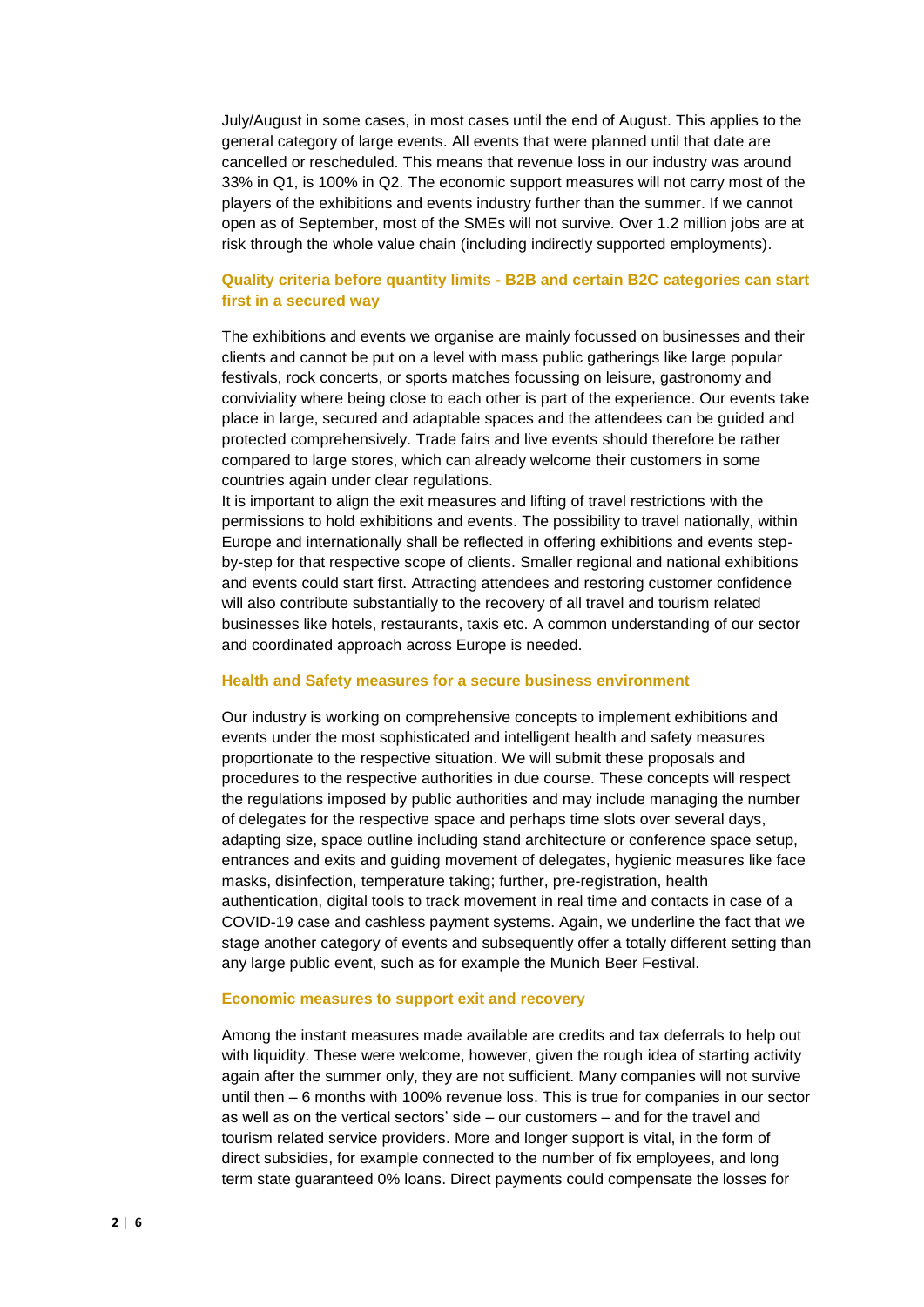July/August in some cases, in most cases until the end of August. This applies to the general category of large events. All events that were planned until that date are cancelled or rescheduled. This means that revenue loss in our industry was around 33% in Q1, is 100% in Q2. The economic support measures will not carry most of the players of the exhibitions and events industry further than the summer. If we cannot open as of September, most of the SMEs will not survive. Over 1.2 million jobs are at risk through the whole value chain (including indirectly supported employments).

### Quality criteria before quantity limits - B2B and certain B2C categories can start first in a secured way

The exhibitions and events we organise are mainly focussed on businesses and their clients and cannot be put on a level with mass public gatherings like large popular festivals, rock concerts, or sports matches focussing on leisure, gastronomy and conviviality where being close to each other is part of the experience. Our events take place in large, secured and adaptable spaces and the attendees can be guided and protected comprehensively. Trade fairs and live events should therefore be rather compared to large stores, which can already welcome their customers in some countries again under clear regulations.

It is important to align the exit measures and lifting of travel restrictions with the permissions to hold exhibitions and events. The possibility to travel nationally, within Europe and internationally shall be reflected in offering exhibitions and events step-by-step for that respective scope of clients. Smaller regional and national exhibitions and events could start first. Attracting attendees and restoring customer confidence will also contribute substantially to the recovery of all travel and tourism related businesses like hotels, restaurants, taxis etc. A common understanding of our sector and coordinated approach across Europe is needed.

### Health and Safety measures for a secure business environment

Our industry is working on comprehensive concepts to implement exhibitions and events under the most sophisticated and intelligent health and safety measures proportionate to the respective situation. We will submit these proposals and procedures to the respective authorities in due course. These concepts will respect the regulations imposed by public authorities and may include managing the number of delegates for the respective space and perhaps time slots over several days, adapting size, space outline including stand architecture or conference space setup, entrances and exits and guiding movement of delegates, hygienic measures like face masks, disinfection, temperature taking; further, pre-registration, health authentication, digital tools to track movement in real time and contacts in case of a COVID-19 case and cashless payment systems. Again, we underline the fact that we stage another category of events and subsequently offer a totally different setting than any large public event, such as for example the Munich Beer Festival.

### Economic measures to support exit and recovery

Among the instant measures made available are credits and tax deferrals to help out with liquidity. These were welcome, however, given the rough idea of starting activity again after the summer only, they are not sufficient. Many companies will not survive until then – 6 months with 100% revenue loss. This is true for companies in our sector as well as on the vertical sectors' side – our customers – and for the travel and tourism related service providers. More and longer support is vital, in the form of direct subsidies, for example connected to the number of fix employees, and long term state guaranteed 0% loans. Direct payments could compensate the losses for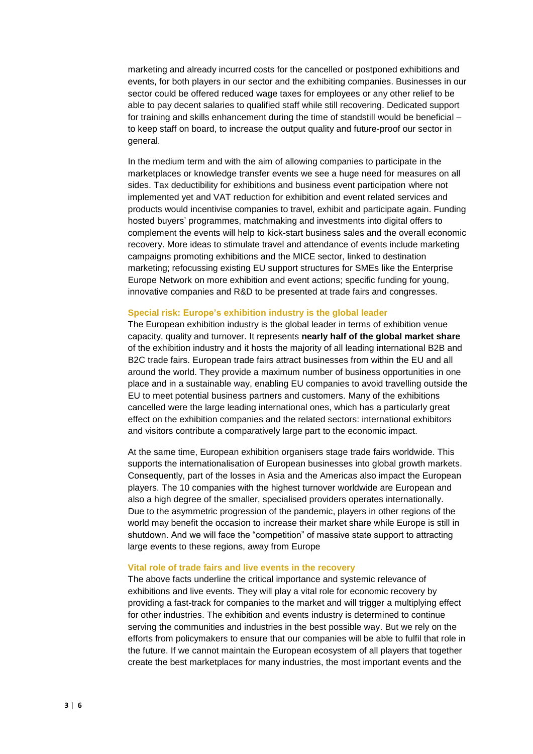marketing and already incurred costs for the cancelled or postponed exhibitions and events, for both players in our sector and the exhibiting companies. Businesses in our sector could be offered reduced wage taxes for employees or any other relief to be able to pay decent salaries to qualified staff while still recovering. Dedicated support for training and skills enhancement during the time of standstill would be beneficial – to keep staff on board, to increase the output quality and future-proof our sector in general.

In the medium term and with the aim of allowing companies to participate in the marketplaces or knowledge transfer events we see a huge need for measures on all sides. Tax deductibility for exhibitions and business event participation where not implemented yet and VAT reduction for exhibition and event related services and products would incentivise companies to travel, exhibit and participate again. Funding hosted buyers' programmes, matchmaking and investments into digital offers to complement the events will help to kick-start business sales and the overall economic recovery. More ideas to stimulate travel and attendance of events include marketing campaigns promoting exhibitions and the MICE sector, linked to destination marketing; refocussing existing EU support structures for SMEs like the Enterprise Europe Network on more exhibition and event actions; specific funding for young, innovative companies and R&D to be presented at trade fairs and congresses.

### Special risk: Europe's exhibition industry is the global leader

The European exhibition industry is the global leader in terms of exhibition venue capacity, quality and turnover. It represents **nearly half of the global market share** of the exhibition industry and it hosts the majority of all leading international B2B and B2C trade fairs. European trade fairs attract businesses from within the EU and all around the world. They provide a maximum number of business opportunities in one place and in a sustainable way, enabling EU companies to avoid travelling outside the EU to meet potential business partners and customers. Many of the exhibitions cancelled were the large leading international ones, which has a particularly great effect on the exhibition companies and the related sectors: international exhibitors and visitors contribute a comparatively large part to the economic impact.

At the same time, European exhibition organisers stage trade fairs worldwide. This supports the internationalisation of European businesses into global growth markets. Consequently, part of the losses in Asia and the Americas also impact the European players. The 10 companies with the highest turnover worldwide are European and also a high degree of the smaller, specialised providers operates internationally. Due to the asymmetric progression of the pandemic, players in other regions of the world may benefit the occasion to increase their market share while Europe is still in shutdown. And we will face the "competition" of massive state support to attracting large events to these regions, away from Europe

### Vital role of trade fairs and live events in the recovery

The above facts underline the critical importance and systemic relevance of exhibitions and live events. They will play a vital role for economic recovery by providing a fast-track for companies to the market and will trigger a multiplying effect for other industries. The exhibition and events industry is determined to continue serving the communities and industries in the best possible way. But we rely on the efforts from policymakers to ensure that our companies will be able to fulfil that role in the future. If we cannot maintain the European ecosystem of all players that together create the best marketplaces for many industries, the most important events and the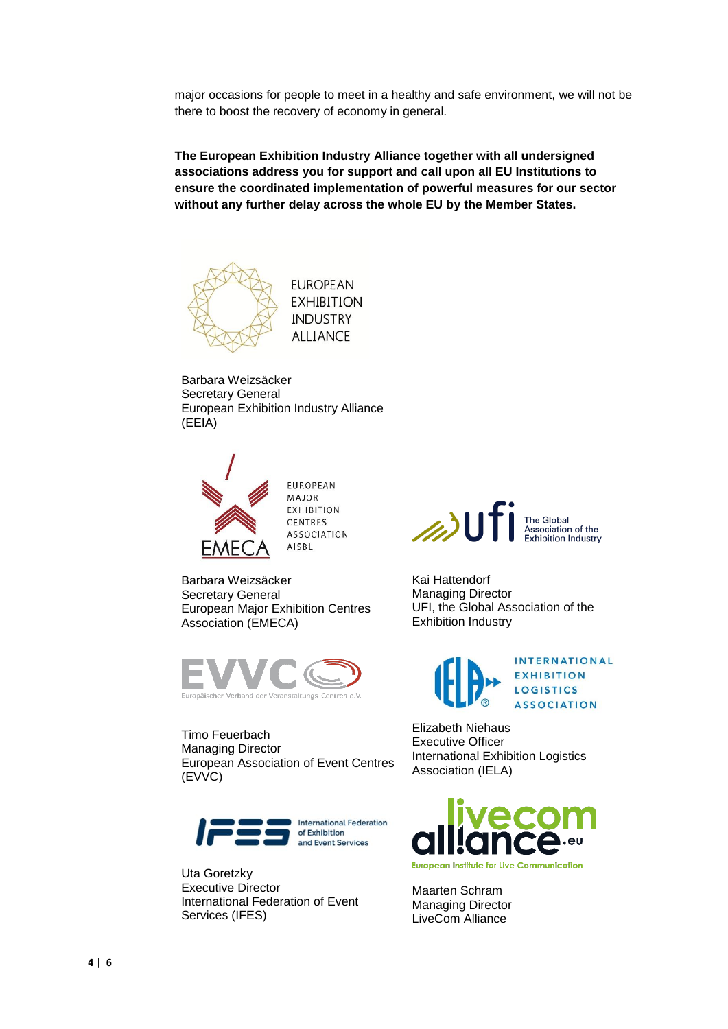major occasions for people to meet in a healthy and safe environment, we will not be there to boost the recovery of economy in general.

**The European Exhibition Industry Alliance together with all undersigned associations address you for support and call upon all EU Institutions to ensure the coordinated implementation of powerful measures for our sector without any further delay across the whole EU by the Member States.**

EUROPEAN EXHIBITION INDUSTRY ALLIANCE

Barbara Weizsäcker
Secretary General
European Exhibition Industry Alliance (EEIA)

EMECA EUROPEAN MAJOR EXHIBITION CENTRES ASSOCIATION AISBL

Barbara Weizsäcker
Secretary General
European Major Exhibition Centres Association (EMECA)

ufi The Global Association of the Exhibition Industry

Kai Hattendorf
Managing Director
UFI, the Global Association of the Exhibition Industry

EVVC Europäischer Verband der Veranstaltungs-Centren e.V.

Timo Feuerbach
Managing Director
European Association of Event Centres (EVVC)

IELA INTERNATIONAL EXHIBITION LOGISTICS ASSOCIATION

Elizabeth Niehaus
Executive Officer
International Exhibition Logistics Association (IELA)

IFES International Federation of Exhibition and Event Services

Uta Goretzky
Executive Director
International Federation of Event Services (IFES)

livecom alliance.eu European Institute for Live Communication

Maarten Schram
Managing Director
LiveCom Alliance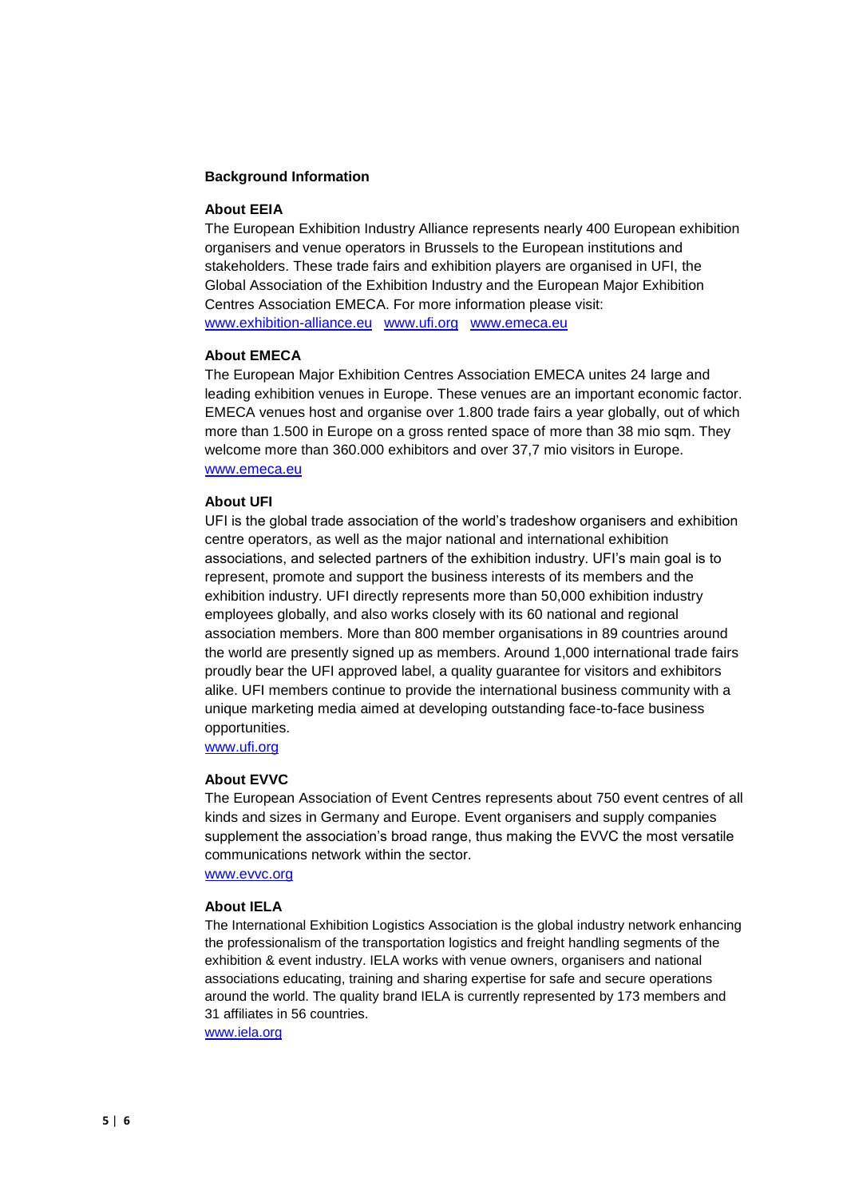**Background Information**

**About EEIA**

The European Exhibition Industry Alliance represents nearly 400 European exhibition organisers and venue operators in Brussels to the European institutions and stakeholders. These trade fairs and exhibition players are organised in UFI, the Global Association of the Exhibition Industry and the European Major Exhibition Centres Association EMECA. For more information please visit: www.exhibition-alliance.eu www.ufi.org www.emeca.eu

**About EMECA**

The European Major Exhibition Centres Association EMECA unites 24 large and leading exhibition venues in Europe. These venues are an important economic factor. EMECA venues host and organise over 1.800 trade fairs a year globally, out of which more than 1.500 in Europe on a gross rented space of more than 38 mio sqm. They welcome more than 360.000 exhibitors and over 37,7 mio visitors in Europe.
www.emeca.eu

**About UFI**

UFI is the global trade association of the world's tradeshow organisers and exhibition centre operators, as well as the major national and international exhibition associations, and selected partners of the exhibition industry. UFI's main goal is to represent, promote and support the business interests of its members and the exhibition industry. UFI directly represents more than 50,000 exhibition industry employees globally, and also works closely with its 60 national and regional association members. More than 800 member organisations in 89 countries around the world are presently signed up as members. Around 1,000 international trade fairs proudly bear the UFI approved label, a quality guarantee for visitors and exhibitors alike. UFI members continue to provide the international business community with a unique marketing media aimed at developing outstanding face-to-face business opportunities.
www.ufi.org

**About EVVC**

The European Association of Event Centres represents about 750 event centres of all kinds and sizes in Germany and Europe. Event organisers and supply companies supplement the association's broad range, thus making the EVVC the most versatile communications network within the sector.
www.evvc.org

**About IELA**

The International Exhibition Logistics Association is the global industry network enhancing the professionalism of the transportation logistics and freight handling segments of the exhibition & event industry. IELA works with venue owners, organisers and national associations educating, training and sharing expertise for safe and secure operations around the world. The quality brand IELA is currently represented by 173 members and 31 affiliates in 56 countries.
www.iela.org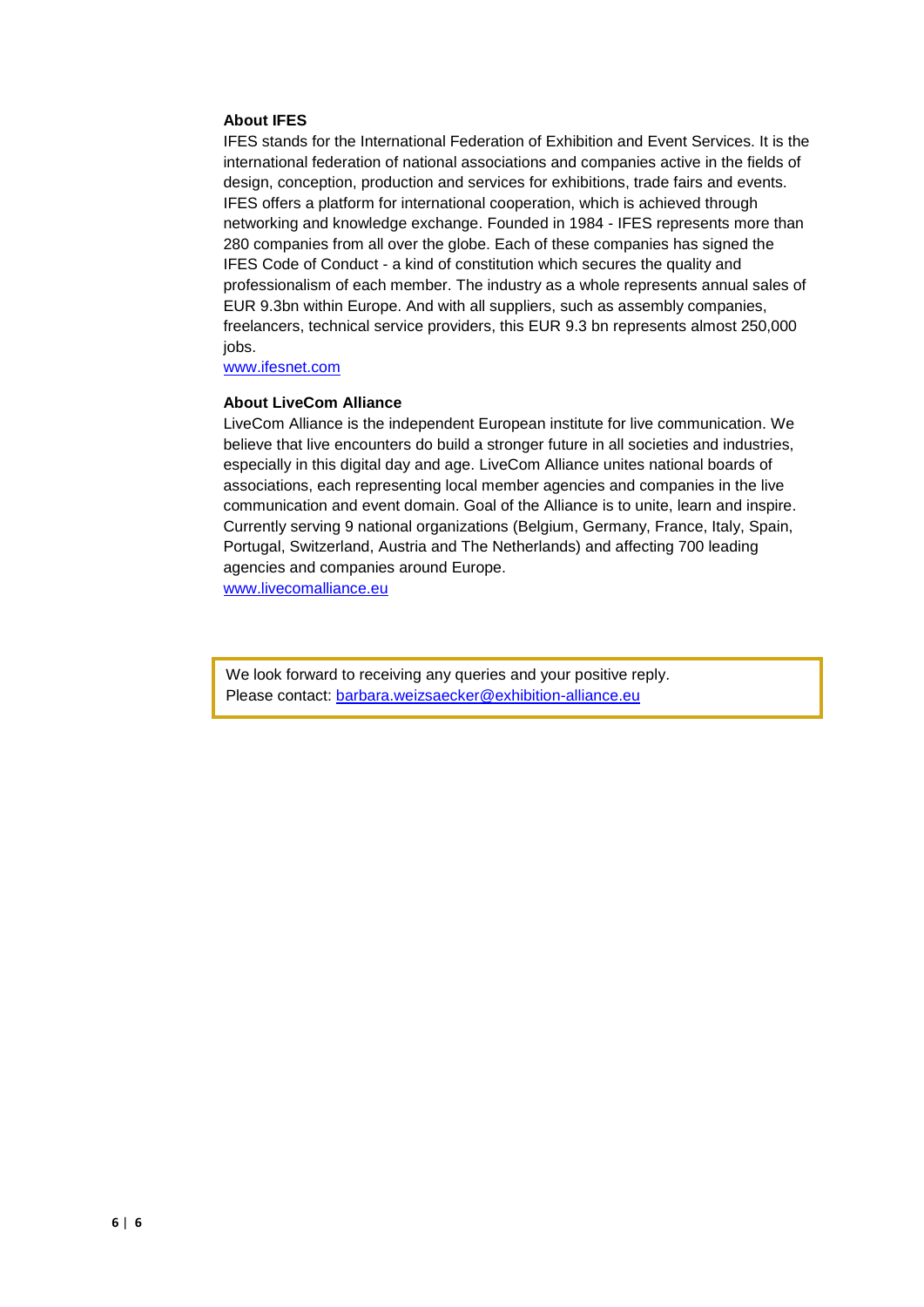**About IFES**

IFES stands for the International Federation of Exhibition and Event Services. It is the international federation of national associations and companies active in the fields of design, conception, production and services for exhibitions, trade fairs and events. IFES offers a platform for international cooperation, which is achieved through networking and knowledge exchange. Founded in 1984 - IFES represents more than 280 companies from all over the globe. Each of these companies has signed the IFES Code of Conduct - a kind of constitution which secures the quality and professionalism of each member. The industry as a whole represents annual sales of EUR 9.3bn within Europe. And with all suppliers, such as assembly companies, freelancers, technical service providers, this EUR 9.3 bn represents almost 250,000 jobs.

www.ifesnet.com

**About LiveCom Alliance**

LiveCom Alliance is the independent European institute for live communication. We believe that live encounters do build a stronger future in all societies and industries, especially in this digital day and age. LiveCom Alliance unites national boards of associations, each representing local member agencies and companies in the live communication and event domain. Goal of the Alliance is to unite, learn and inspire. Currently serving 9 national organizations (Belgium, Germany, France, Italy, Spain, Portugal, Switzerland, Austria and The Netherlands) and affecting 700 leading agencies and companies around Europe.

www.livecomalliance.eu

We look forward to receiving any queries and your positive reply.
Please contact: barbara.weizsaecker@exhibition-alliance.eu